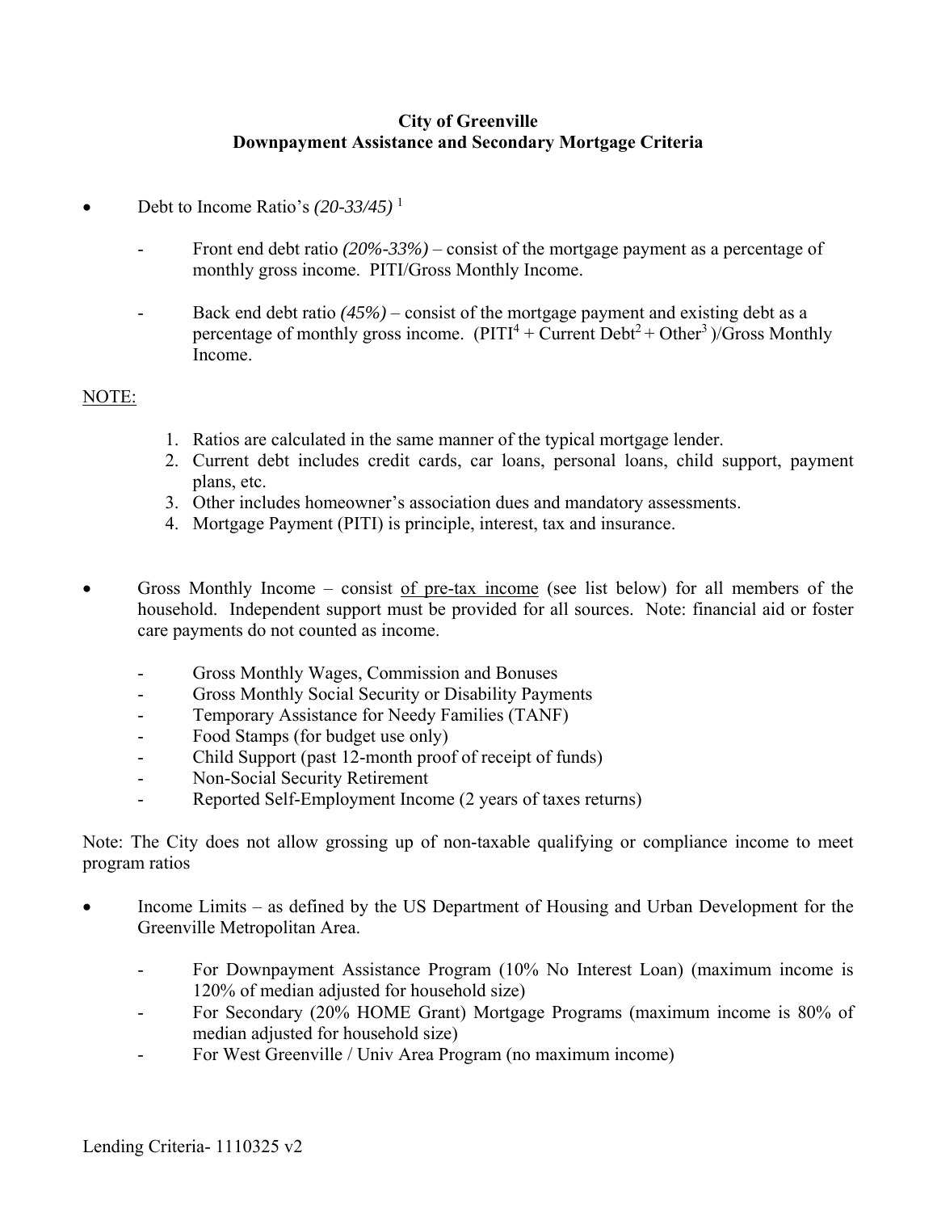# City of Greenville
## Downpayment Assistance and Secondary Mortgage Criteria

- Debt to Income Ratio's *(20-33/45)* [1]

  - Front end debt ratio *(20%-33%)* – consist of the mortgage payment as a percentage of monthly gross income. PITI/Gross Monthly Income.

  - Back end debt ratio *(45%)* – consist of the mortgage payment and existing debt as a percentage of monthly gross income. (PITI[4] + Current Debt[2] + Other[3] )/Gross Monthly Income.

NOTE:

1. Ratios are calculated in the same manner of the typical mortgage lender.
2. Current debt includes credit cards, car loans, personal loans, child support, payment plans, etc.
3. Other includes homeowner's association dues and mandatory assessments.
4. Mortgage Payment (PITI) is principle, interest, tax and insurance.

- Gross Monthly Income – consist of pre-tax income (see list below) for all members of the household. Independent support must be provided for all sources. Note: financial aid or foster care payments do not counted as income.

  - Gross Monthly Wages, Commission and Bonuses
  - Gross Monthly Social Security or Disability Payments
  - Temporary Assistance for Needy Families (TANF)
  - Food Stamps (for budget use only)
  - Child Support (past 12-month proof of receipt of funds)
  - Non-Social Security Retirement
  - Reported Self-Employment Income (2 years of taxes returns)

Note: The City does not allow grossing up of non-taxable qualifying or compliance income to meet program ratios

- Income Limits – as defined by the US Department of Housing and Urban Development for the Greenville Metropolitan Area.

  - For Downpayment Assistance Program (10% No Interest Loan) (maximum income is 120% of median adjusted for household size)
  - For Secondary (20% HOME Grant) Mortgage Programs (maximum income is 80% of median adjusted for household size)
  - For West Greenville / Univ Area Program (no maximum income)

Lending Criteria- 1110325 v2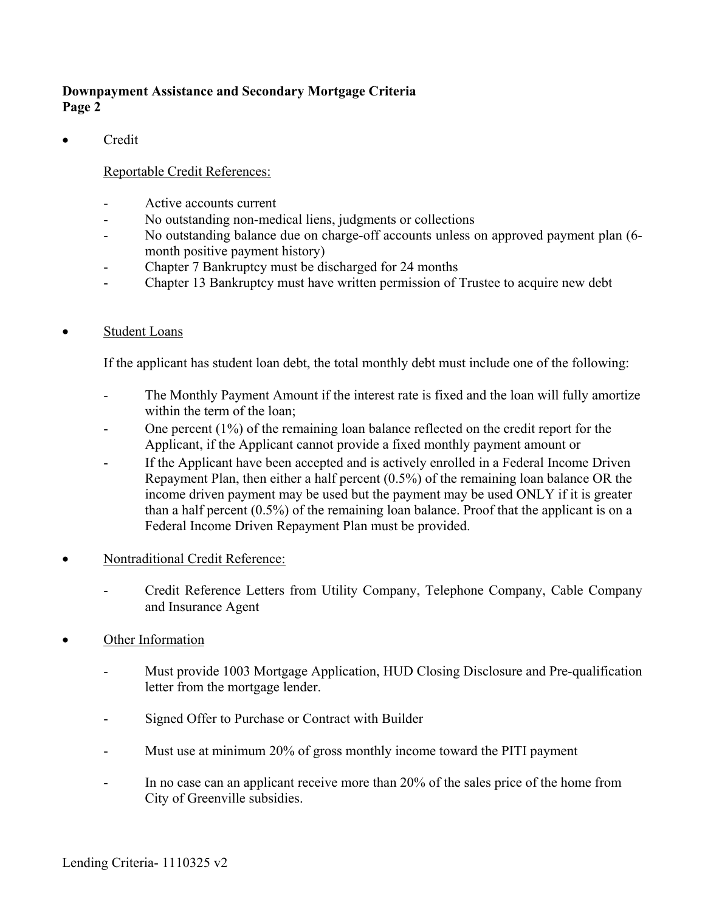**Downpayment Assistance and Secondary Mortgage Criteria**
**Page 2**

- Credit

  Reportable Credit References:

  - Active accounts current
  - No outstanding non-medical liens, judgments or collections
  - No outstanding balance due on charge-off accounts unless on approved payment plan (6-month positive payment history)
  - Chapter 7 Bankruptcy must be discharged for 24 months
  - Chapter 13 Bankruptcy must have written permission of Trustee to acquire new debt

- Student Loans

  If the applicant has student loan debt, the total monthly debt must include one of the following:

  - The Monthly Payment Amount if the interest rate is fixed and the loan will fully amortize within the term of the loan;
  - One percent (1%) of the remaining loan balance reflected on the credit report for the Applicant, if the Applicant cannot provide a fixed monthly payment amount or
  - If the Applicant have been accepted and is actively enrolled in a Federal Income Driven Repayment Plan, then either a half percent (0.5%) of the remaining loan balance OR the income driven payment may be used but the payment may be used ONLY if it is greater than a half percent (0.5%) of the remaining loan balance. Proof that the applicant is on a Federal Income Driven Repayment Plan must be provided.

- Nontraditional Credit Reference:

  - Credit Reference Letters from Utility Company, Telephone Company, Cable Company and Insurance Agent

- Other Information

  - Must provide 1003 Mortgage Application, HUD Closing Disclosure and Pre-qualification letter from the mortgage lender.

  - Signed Offer to Purchase or Contract with Builder

  - Must use at minimum 20% of gross monthly income toward the PITI payment

  - In no case can an applicant receive more than 20% of the sales price of the home from City of Greenville subsidies.

Lending Criteria- 1110325 v2